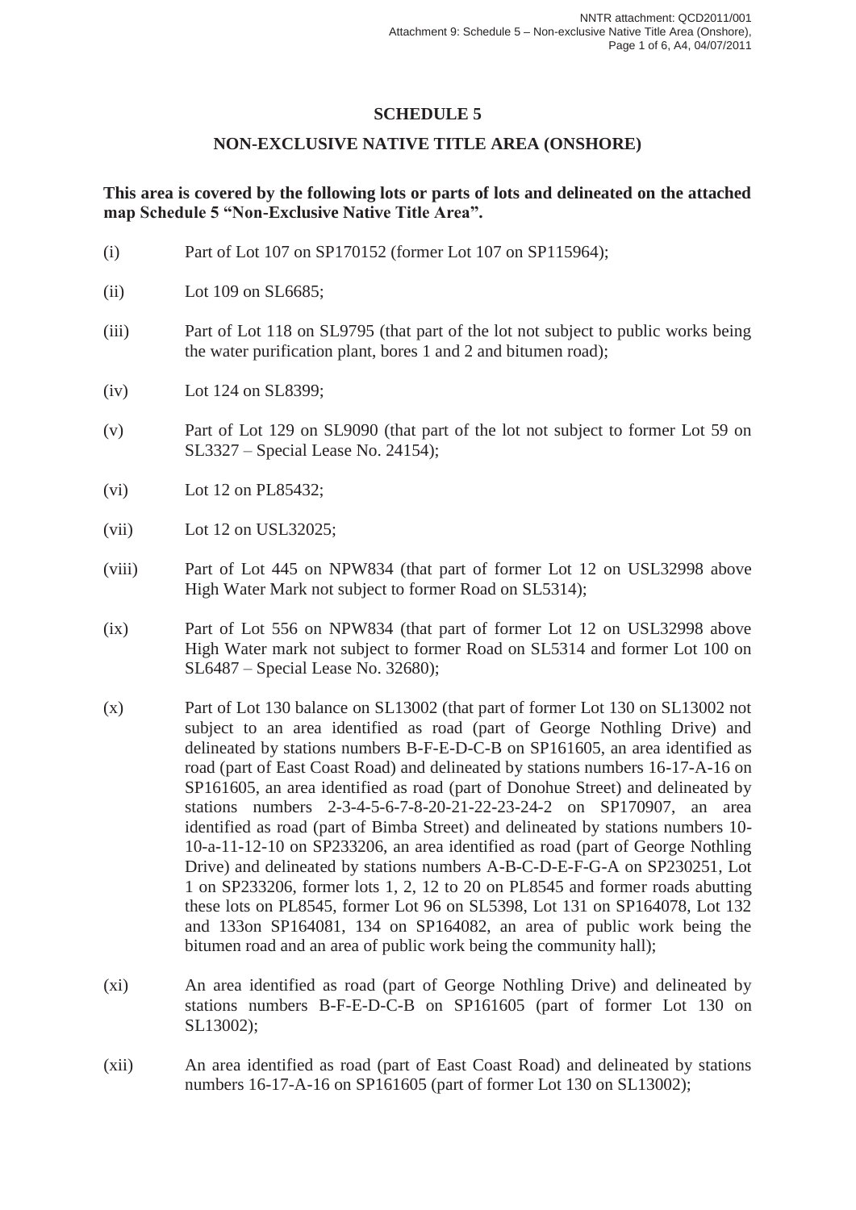# SCHEDULE 5

## NON-EXCLUSIVE NATIVE TITLE AREA (ONSHORE)

**This area is covered by the following lots or parts of lots and delineated on the attached map Schedule 5 "Non-Exclusive Native Title Area".**

(i) Part of Lot 107 on SP170152 (former Lot 107 on SP115964);

(ii) Lot 109 on SL6685;

(iii) Part of Lot 118 on SL9795 (that part of the lot not subject to public works being the water purification plant, bores 1 and 2 and bitumen road);

(iv) Lot 124 on SL8399;

(v) Part of Lot 129 on SL9090 (that part of the lot not subject to former Lot 59 on SL3327 – Special Lease No. 24154);

(vi) Lot 12 on PL85432;

(vii) Lot 12 on USL32025;

(viii) Part of Lot 445 on NPW834 (that part of former Lot 12 on USL32998 above High Water Mark not subject to former Road on SL5314);

(ix) Part of Lot 556 on NPW834 (that part of former Lot 12 on USL32998 above High Water mark not subject to former Road on SL5314 and former Lot 100 on SL6487 – Special Lease No. 32680);

(x) Part of Lot 130 balance on SL13002 (that part of former Lot 130 on SL13002 not subject to an area identified as road (part of George Nothling Drive) and delineated by stations numbers B-F-E-D-C-B on SP161605, an area identified as road (part of East Coast Road) and delineated by stations numbers 16-17-A-16 on SP161605, an area identified as road (part of Donohue Street) and delineated by stations numbers 2-3-4-5-6-7-8-20-21-22-23-24-2 on SP170907, an area identified as road (part of Bimba Street) and delineated by stations numbers 10-10-a-11-12-10 on SP233206, an area identified as road (part of George Nothling Drive) and delineated by stations numbers A-B-C-D-E-F-G-A on SP230251, Lot 1 on SP233206, former lots 1, 2, 12 to 20 on PL8545 and former roads abutting these lots on PL8545, former Lot 96 on SL5398, Lot 131 on SP164078, Lot 132 and 133on SP164081, 134 on SP164082, an area of public work being the bitumen road and an area of public work being the community hall);

(xi) An area identified as road (part of George Nothling Drive) and delineated by stations numbers B-F-E-D-C-B on SP161605 (part of former Lot 130 on SL13002);

(xii) An area identified as road (part of East Coast Road) and delineated by stations numbers 16-17-A-16 on SP161605 (part of former Lot 130 on SL13002);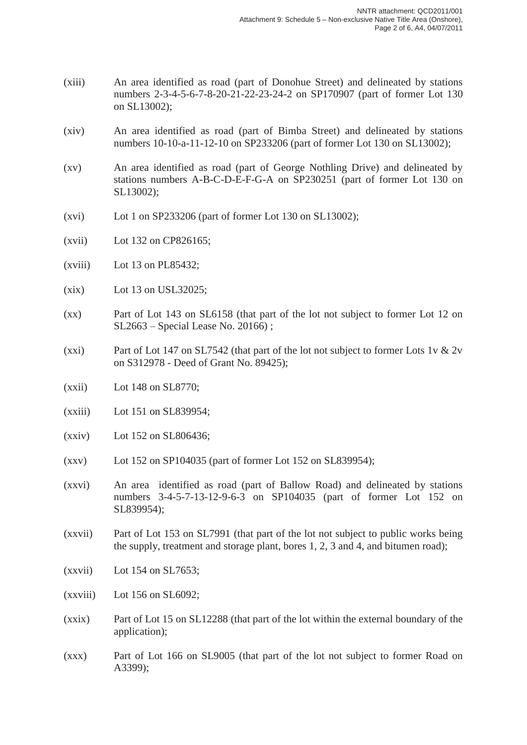(xiii) An area identified as road (part of Donohue Street) and delineated by stations numbers 2-3-4-5-6-7-8-20-21-22-23-24-2 on SP170907 (part of former Lot 130 on SL13002);

(xiv) An area identified as road (part of Bimba Street) and delineated by stations numbers 10-10-a-11-12-10 on SP233206 (part of former Lot 130 on SL13002);

(xv) An area identified as road (part of George Nothling Drive) and delineated by stations numbers A-B-C-D-E-F-G-A on SP230251 (part of former Lot 130 on SL13002);

(xvi) Lot 1 on SP233206 (part of former Lot 130 on SL13002);

(xvii) Lot 132 on CP826165;

(xviii) Lot 13 on PL85432;

(xix) Lot 13 on USL32025;

(xx) Part of Lot 143 on SL6158 (that part of the lot not subject to former Lot 12 on SL2663 – Special Lease No. 20166) ;

(xxi) Part of Lot 147 on SL7542 (that part of the lot not subject to former Lots 1v & 2v on S312978 - Deed of Grant No. 89425);

(xxii) Lot 148 on SL8770;

(xxiii) Lot 151 on SL839954;

(xxiv) Lot 152 on SL806436;

(xxv) Lot 152 on SP104035 (part of former Lot 152 on SL839954);

(xxvi) An area identified as road (part of Ballow Road) and delineated by stations numbers 3-4-5-7-13-12-9-6-3 on SP104035 (part of former Lot 152 on SL839954);

(xxvii) Part of Lot 153 on SL7991 (that part of the lot not subject to public works being the supply, treatment and storage plant, bores 1, 2, 3 and 4, and bitumen road);

(xxvii) Lot 154 on SL7653;

(xxviii) Lot 156 on SL6092;

(xxix) Part of Lot 15 on SL12288 (that part of the lot within the external boundary of the application);

(xxx) Part of Lot 166 on SL9005 (that part of the lot not subject to former Road on A3399);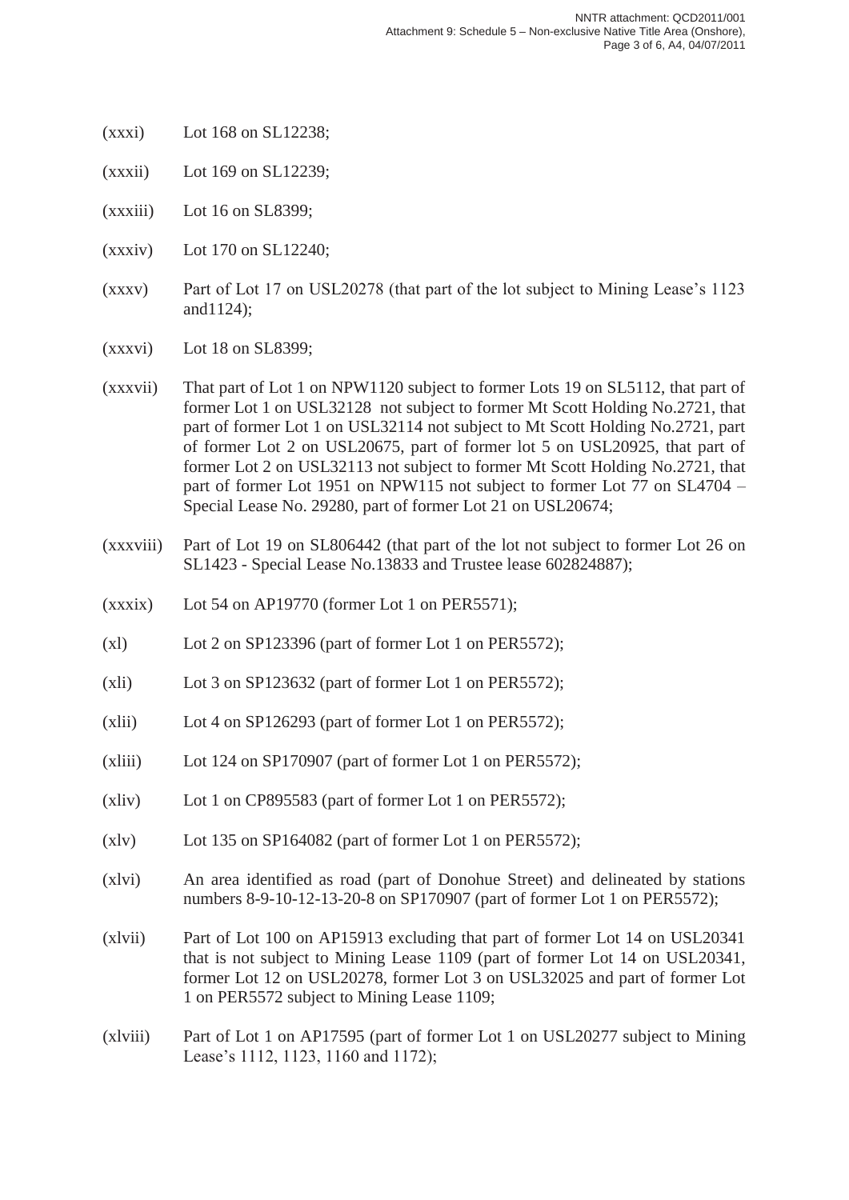(xxxi) Lot 168 on SL12238;

(xxxii) Lot 169 on SL12239;

(xxxiii) Lot 16 on SL8399;

(xxxiv) Lot 170 on SL12240;

(xxxv) Part of Lot 17 on USL20278 (that part of the lot subject to Mining Lease's 1123 and1124);

(xxxvi) Lot 18 on SL8399;

(xxxvii) That part of Lot 1 on NPW1120 subject to former Lots 19 on SL5112, that part of former Lot 1 on USL32128 not subject to former Mt Scott Holding No.2721, that part of former Lot 1 on USL32114 not subject to Mt Scott Holding No.2721, part of former Lot 2 on USL20675, part of former lot 5 on USL20925, that part of former Lot 2 on USL32113 not subject to former Mt Scott Holding No.2721, that part of former Lot 1951 on NPW115 not subject to former Lot 77 on SL4704 – Special Lease No. 29280, part of former Lot 21 on USL20674;

(xxxviii) Part of Lot 19 on SL806442 (that part of the lot not subject to former Lot 26 on SL1423 - Special Lease No.13833 and Trustee lease 602824887);

(xxxix) Lot 54 on AP19770 (former Lot 1 on PER5571);

(xl) Lot 2 on SP123396 (part of former Lot 1 on PER5572);

(xli) Lot 3 on SP123632 (part of former Lot 1 on PER5572);

(xlii) Lot 4 on SP126293 (part of former Lot 1 on PER5572);

(xliii) Lot 124 on SP170907 (part of former Lot 1 on PER5572);

(xliv) Lot 1 on CP895583 (part of former Lot 1 on PER5572);

(xlv) Lot 135 on SP164082 (part of former Lot 1 on PER5572);

(xlvi) An area identified as road (part of Donohue Street) and delineated by stations numbers 8-9-10-12-13-20-8 on SP170907 (part of former Lot 1 on PER5572);

(xlvii) Part of Lot 100 on AP15913 excluding that part of former Lot 14 on USL20341 that is not subject to Mining Lease 1109 (part of former Lot 14 on USL20341, former Lot 12 on USL20278, former Lot 3 on USL32025 and part of former Lot 1 on PER5572 subject to Mining Lease 1109;

(xlviii) Part of Lot 1 on AP17595 (part of former Lot 1 on USL20277 subject to Mining Lease's 1112, 1123, 1160 and 1172);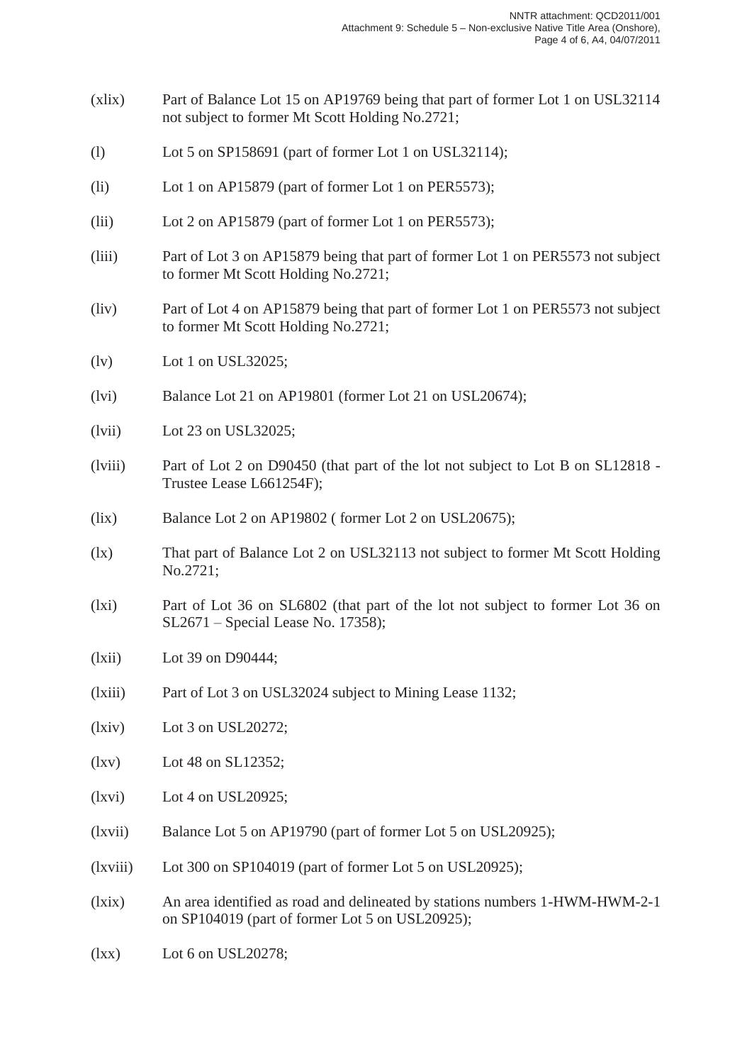(xlix) Part of Balance Lot 15 on AP19769 being that part of former Lot 1 on USL32114 not subject to former Mt Scott Holding No.2721;

(l) Lot 5 on SP158691 (part of former Lot 1 on USL32114);

(li) Lot 1 on AP15879 (part of former Lot 1 on PER5573);

(lii) Lot 2 on AP15879 (part of former Lot 1 on PER5573);

(liii) Part of Lot 3 on AP15879 being that part of former Lot 1 on PER5573 not subject to former Mt Scott Holding No.2721;

(liv) Part of Lot 4 on AP15879 being that part of former Lot 1 on PER5573 not subject to former Mt Scott Holding No.2721;

(lv) Lot 1 on USL32025;

(lvi) Balance Lot 21 on AP19801 (former Lot 21 on USL20674);

(lvii) Lot 23 on USL32025;

(lviii) Part of Lot 2 on D90450 (that part of the lot not subject to Lot B on SL12818 - Trustee Lease L661254F);

(lix) Balance Lot 2 on AP19802 ( former Lot 2 on USL20675);

(lx) That part of Balance Lot 2 on USL32113 not subject to former Mt Scott Holding No.2721;

(lxi) Part of Lot 36 on SL6802 (that part of the lot not subject to former Lot 36 on SL2671 – Special Lease No. 17358);

(lxii) Lot 39 on D90444;

(lxiii) Part of Lot 3 on USL32024 subject to Mining Lease 1132;

(lxiv) Lot 3 on USL20272;

(lxv) Lot 48 on SL12352;

(lxvi) Lot 4 on USL20925;

(lxvii) Balance Lot 5 on AP19790 (part of former Lot 5 on USL20925);

(lxviii) Lot 300 on SP104019 (part of former Lot 5 on USL20925);

(lxix) An area identified as road and delineated by stations numbers 1-HWM-HWM-2-1 on SP104019 (part of former Lot 5 on USL20925);

(lxx) Lot 6 on USL20278;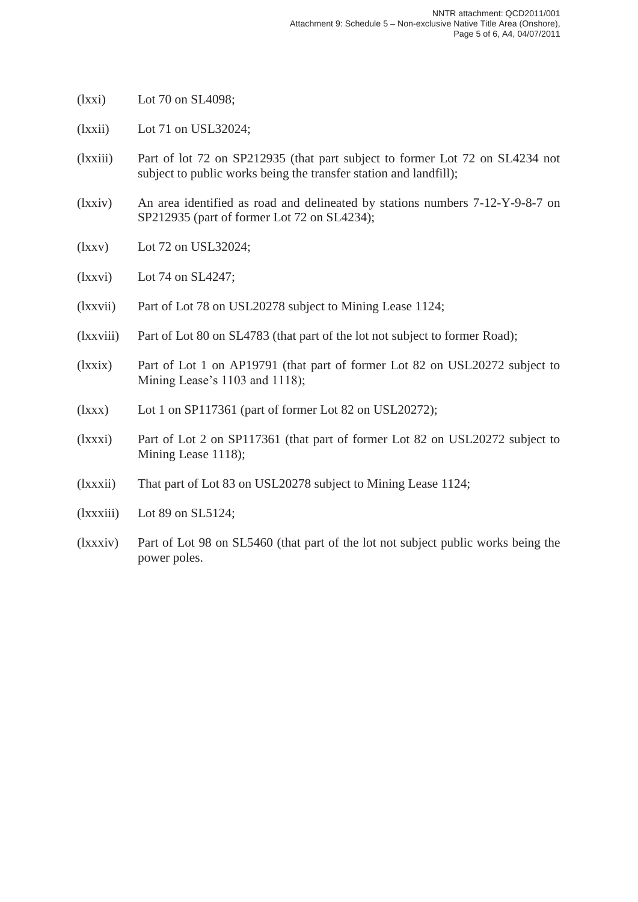(lxxi) Lot 70 on SL4098;

(lxxii) Lot 71 on USL32024;

(lxxiii) Part of lot 72 on SP212935 (that part subject to former Lot 72 on SL4234 not subject to public works being the transfer station and landfill);

(lxxiv) An area identified as road and delineated by stations numbers 7-12-Y-9-8-7 on SP212935 (part of former Lot 72 on SL4234);

(lxxv) Lot 72 on USL32024;

(lxxvi) Lot 74 on SL4247;

(lxxvii) Part of Lot 78 on USL20278 subject to Mining Lease 1124;

(lxxviii) Part of Lot 80 on SL4783 (that part of the lot not subject to former Road);

(lxxix) Part of Lot 1 on AP19791 (that part of former Lot 82 on USL20272 subject to Mining Lease's 1103 and 1118);

(lxxx) Lot 1 on SP117361 (part of former Lot 82 on USL20272);

(lxxxi) Part of Lot 2 on SP117361 (that part of former Lot 82 on USL20272 subject to Mining Lease 1118);

(lxxxii) That part of Lot 83 on USL20278 subject to Mining Lease 1124;

(lxxxiii) Lot 89 on SL5124;

(lxxxiv) Part of Lot 98 on SL5460 (that part of the lot not subject public works being the power poles.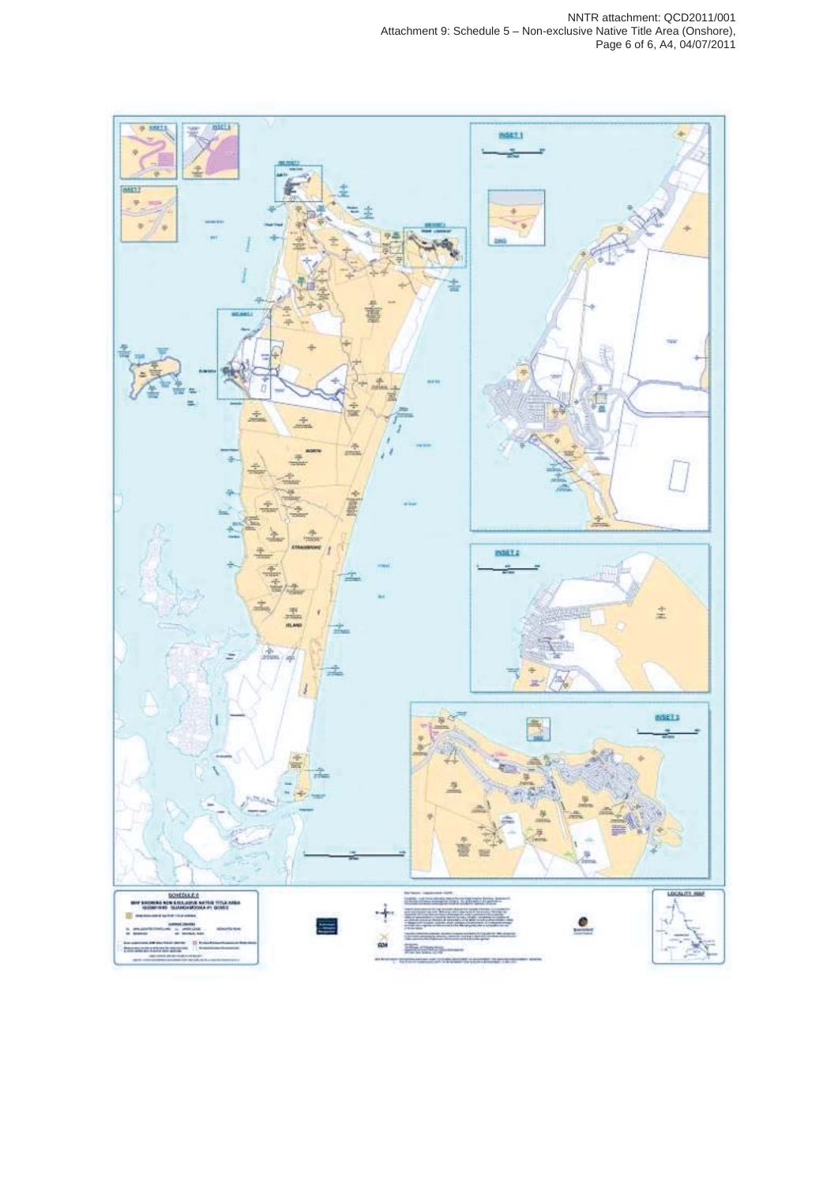INSET 1

INSET 2

INSET 3

INSET 4

INSET 5

INSET 6

INSET 7

NORTH

STRADBROKE

ISLAND

SCHEDULE 5

MAP SHOWING NON EXCLUSIVE NATIVE TITLE AREA

LOCALITY MAP

GDA